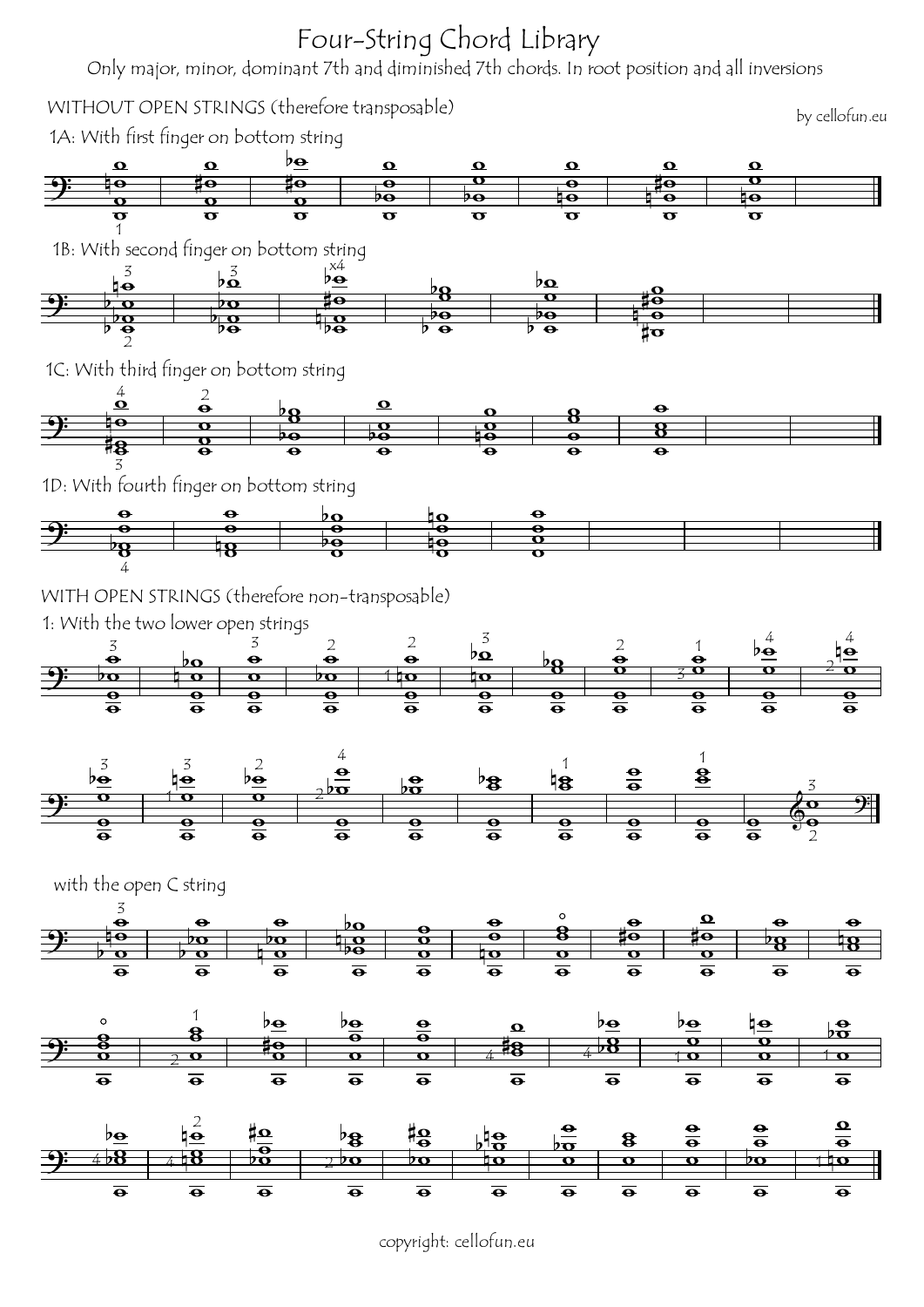# Four-String Chord Library

Only major, minor, dominant 7th and diminished 7th chords. In root position and all inversions

by cellofun.eu

## WITHOUT OPEN STRINGS (therefore transposable)

### 1A: With first finger on bottom string

### 1B: With second finger on bottom string

### 1C: With third finger on bottom string

### 1D: With fourth finger on bottom string

## WITH OPEN STRINGS (therefore non-transposable)

### 1: With the two lower open strings

### with the open C string

copyright: cellofun.eu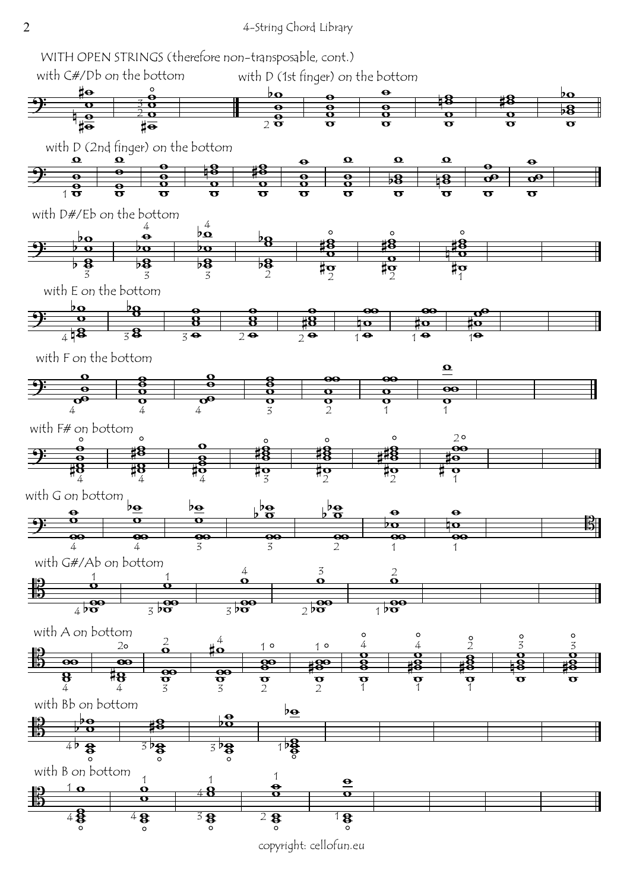WITH OPEN STRINGS (therefore non-transposable, cont.)

with C#/Db on the bottom

with D (1st finger) on the bottom

with D (2nd finger) on the bottom

with D#/Eb on the bottom

with E on the bottom

with F on the bottom

with F# on bottom

with G on bottom

with G#/Ab on bottom

with A on bottom

with Bb on bottom

with B on bottom

copyright: cellofun.eu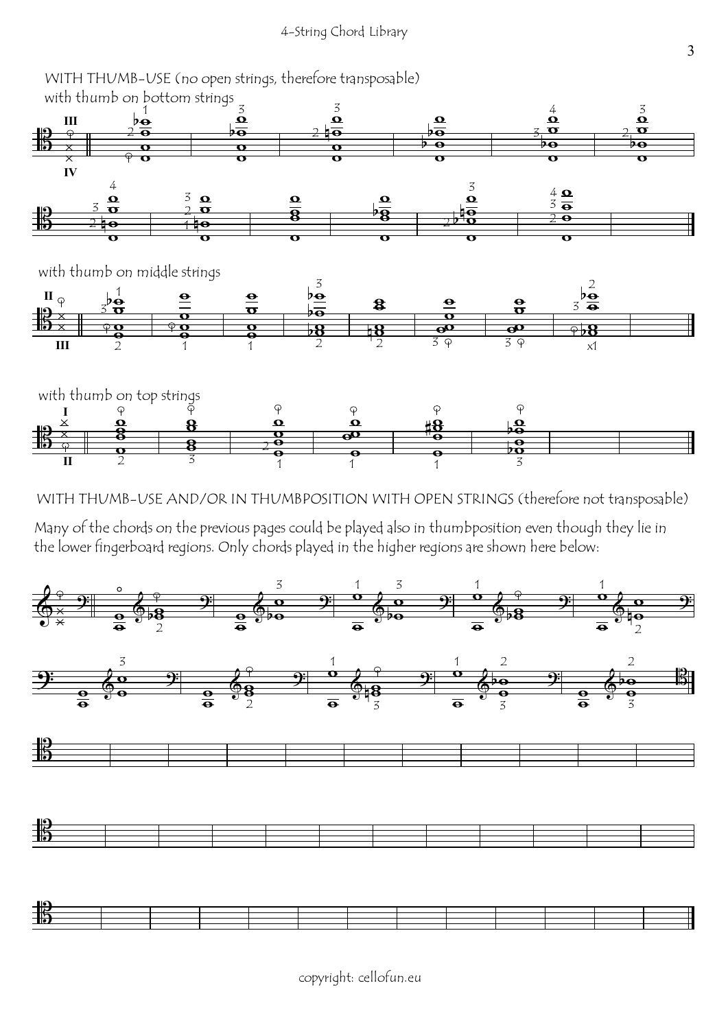WITH THUMB-USE (no open strings, therefore transposable)

with thumb on bottom strings

with thumb on middle strings

with thumb on top strings

WITH THUMB-USE AND/OR IN THUMBPOSITION WITH OPEN STRINGS (therefore not transposable)

Many of the chords on the previous pages could be played also in thumbposition even though they lie in the lower fingerboard regions. Only chords played in the higher regions are shown here below: